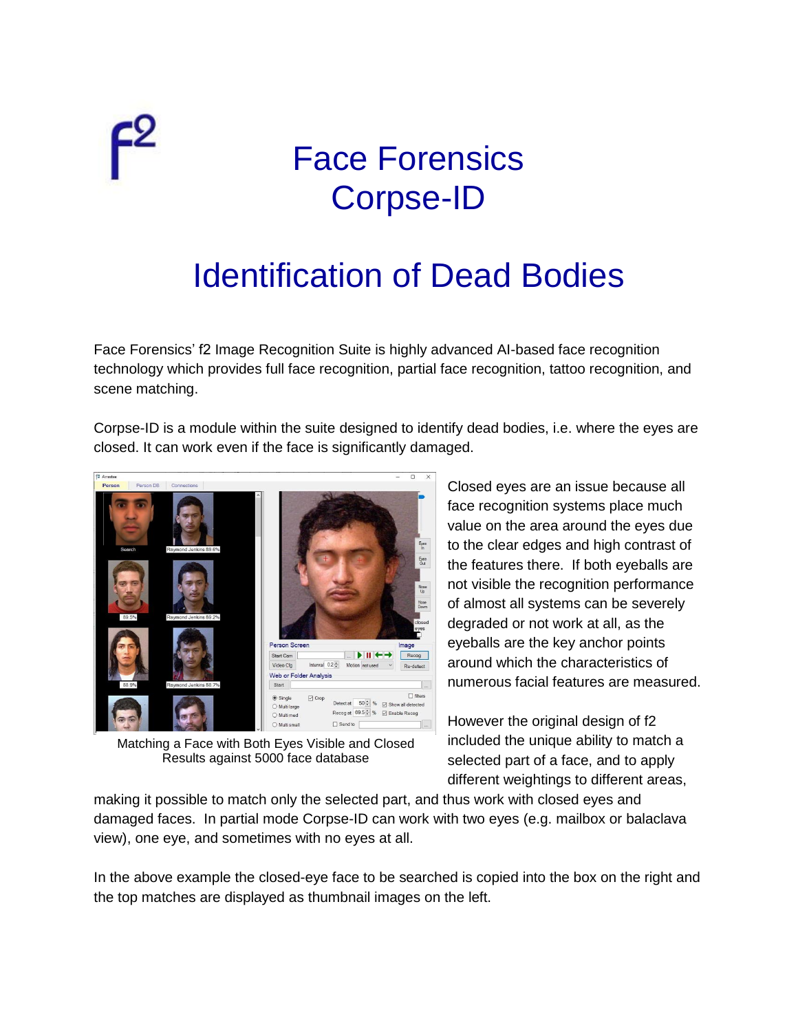# Face Forensics Corpse-ID

## Identification of Dead Bodies

Face Forensics' f2 Image Recognition Suite is highly advanced AI-based face recognition technology which provides full face recognition, partial face recognition, tattoo recognition, and scene matching.

Corpse-ID is a module within the suite designed to identify dead bodies, i.e. where the eyes are closed. It can work even if the face is significantly damaged.

Matching a Face with Both Eyes Visible and Closed
Results against 5000 face database

Closed eyes are an issue because all face recognition systems place much value on the area around the eyes due to the clear edges and high contrast of the features there. If both eyeballs are not visible the recognition performance of almost all systems can be severely degraded or not work at all, as the eyeballs are the key anchor points around which the characteristics of numerous facial features are measured.

However the original design of f2 included the unique ability to match a selected part of a face, and to apply different weightings to different areas, making it possible to match only the selected part, and thus work with closed eyes and damaged faces. In partial mode Corpse-ID can work with two eyes (e.g. mailbox or balaclava view), one eye, and sometimes with no eyes at all.

In the above example the closed-eye face to be searched is copied into the box on the right and the top matches are displayed as thumbnail images on the left.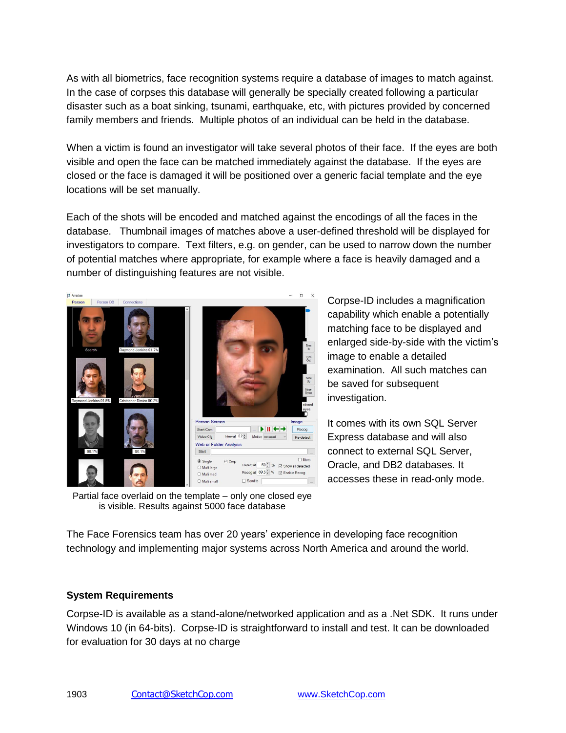As with all biometrics, face recognition systems require a database of images to match against. In the case of corpses this database will generally be specially created following a particular disaster such as a boat sinking, tsunami, earthquake, etc, with pictures provided by concerned family members and friends. Multiple photos of an individual can be held in the database.

When a victim is found an investigator will take several photos of their face. If the eyes are both visible and open the face can be matched immediately against the database. If the eyes are closed or the face is damaged it will be positioned over a generic facial template and the eye locations will be set manually.

Each of the shots will be encoded and matched against the encodings of all the faces in the database. Thumbnail images of matches above a user-defined threshold will be displayed for investigators to compare. Text filters, e.g. on gender, can be used to narrow down the number of potential matches where appropriate, for example where a face is heavily damaged and a number of distinguishing features are not visible.

Partial face overlaid on the template – only one closed eye is visible. Results against 5000 face database

Corpse-ID includes a magnification capability which enable a potentially matching face to be displayed and enlarged side-by-side with the victim's image to enable a detailed examination. All such matches can be saved for subsequent investigation.

It comes with its own SQL Server Express database and will also connect to external SQL Server, Oracle, and DB2 databases. It accesses these in read-only mode.

The Face Forensics team has over 20 years' experience in developing face recognition technology and implementing major systems across North America and around the world.

## System Requirements

Corpse-ID is available as a stand-alone/networked application and as a .Net SDK. It runs under Windows 10 (in 64-bits). Corpse-ID is straightforward to install and test. It can be downloaded for evaluation for 30 days at no charge

1903 Contact@SketchCop.com www.SketchCop.com